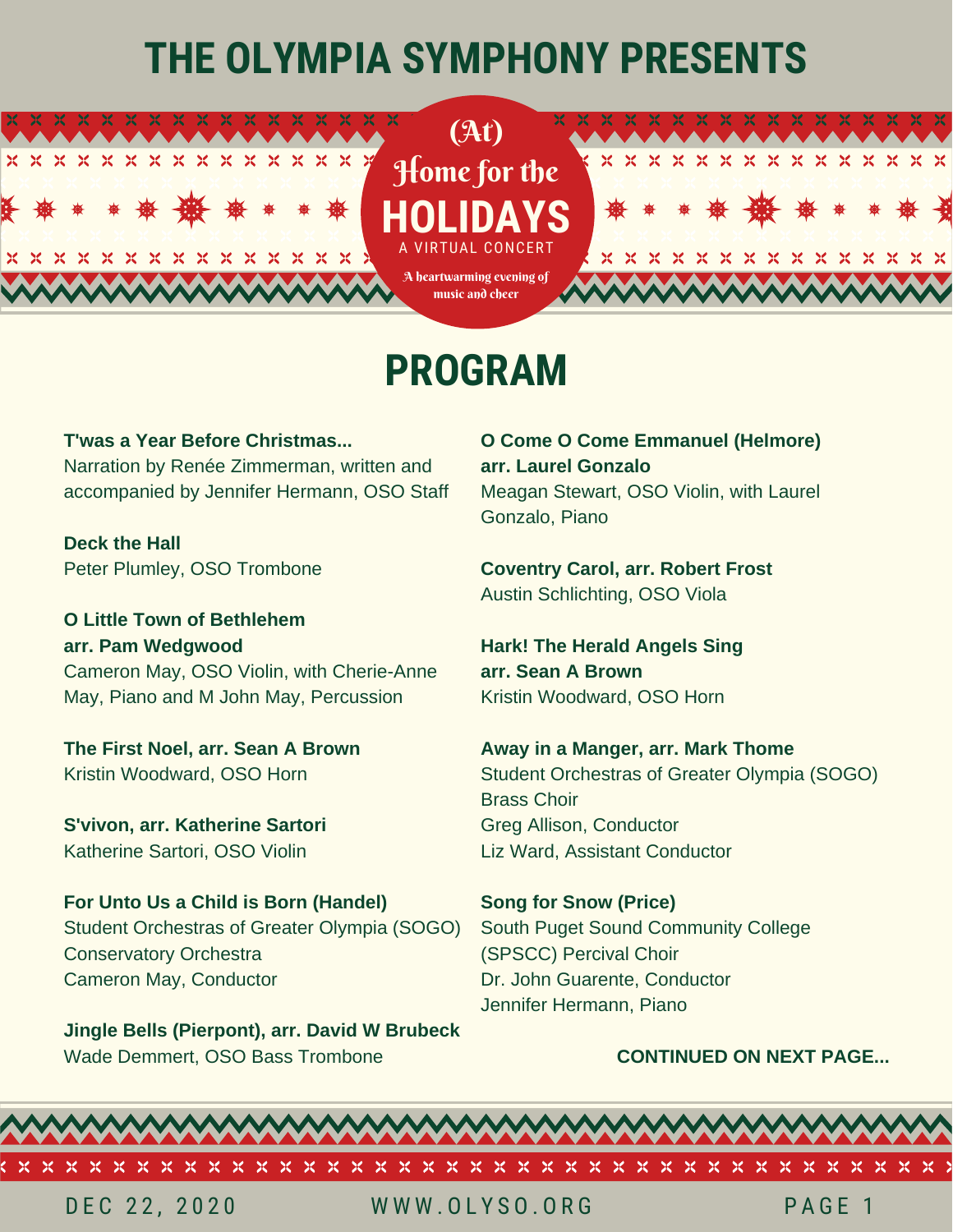# THE OLYMPIA SYMPHONY PRESENTS

(At)
Home for the
## HOLIDAYS
A VIRTUAL CONCERT

*A heartwarming evening of music and cheer*

# PROGRAM

**T'was a Year Before Christmas...**
Narration by Renée Zimmerman, written and accompanied by Jennifer Hermann, OSO Staff

**Deck the Hall**
Peter Plumley, OSO Trombone

**O Little Town of Bethlehem**
**arr. Pam Wedgwood**
Cameron May, OSO Violin, with Cherie-Anne May, Piano and M John May, Percussion

**The First Noel, arr. Sean A Brown**
Kristin Woodward, OSO Horn

**S'vivon, arr. Katherine Sartori**
Katherine Sartori, OSO Violin

**For Unto Us a Child is Born (Handel)**
Student Orchestras of Greater Olympia (SOGO) Conservatory Orchestra
Cameron May, Conductor

**Jingle Bells (Pierpont), arr. David W Brubeck**
Wade Demmert, OSO Bass Trombone

**O Come O Come Emmanuel (Helmore)**
**arr. Laurel Gonzalo**
Meagan Stewart, OSO Violin, with Laurel Gonzalo, Piano

**Coventry Carol, arr. Robert Frost**
Austin Schlichting, OSO Viola

**Hark! The Herald Angels Sing**
**arr. Sean A Brown**
Kristin Woodward, OSO Horn

**Away in a Manger, arr. Mark Thome**
Student Orchestras of Greater Olympia (SOGO) Brass Choir
Greg Allison, Conductor
Liz Ward, Assistant Conductor

**Song for Snow (Price)**
South Puget Sound Community College (SPSCC) Percival Choir
Dr. John Guarente, Conductor
Jennifer Hermann, Piano

**CONTINUED ON NEXT PAGE...**

DEC 22, 2020 WWW.OLYSO.ORG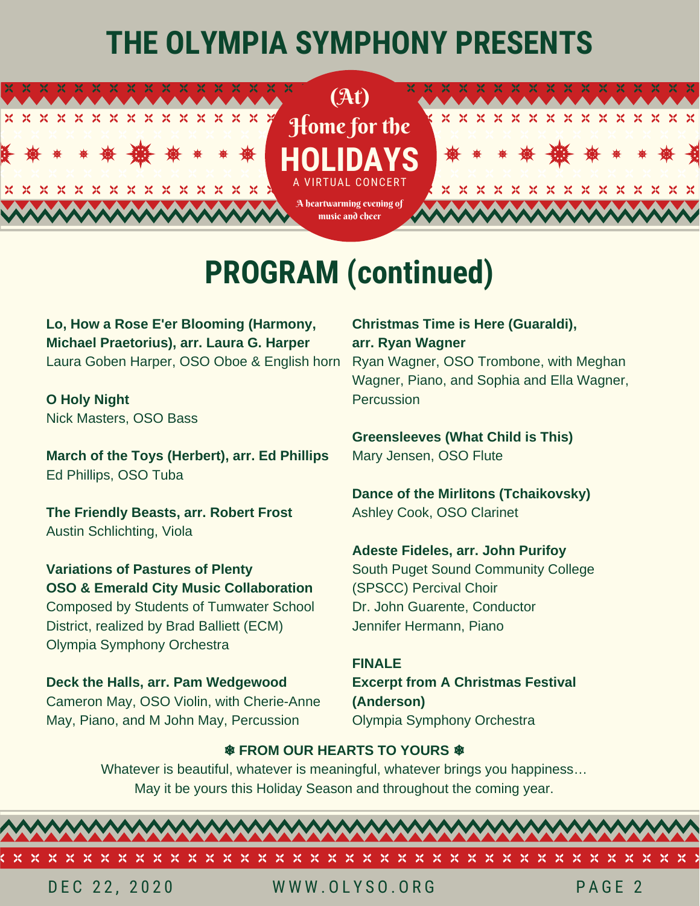# THE OLYMPIA SYMPHONY PRESENTS

(At) Home for the **HOLIDAYS**

A VIRTUAL CONCERT

A heartwarming evening of music and cheer

## PROGRAM (continued)

**Lo, How a Rose E'er Blooming (Harmony, Michael Praetorius), arr. Laura G. Harper**
Laura Goben Harper, OSO Oboe & English horn

**O Holy Night**
Nick Masters, OSO Bass

**March of the Toys (Herbert), arr. Ed Phillips**
Ed Phillips, OSO Tuba

**The Friendly Beasts, arr. Robert Frost**
Austin Schlichting, Viola

**Variations of Pastures of Plenty**
**OSO & Emerald City Music Collaboration**
Composed by Students of Tumwater School District, realized by Brad Balliett (ECM)
Olympia Symphony Orchestra

**Deck the Halls, arr. Pam Wedgewood**
Cameron May, OSO Violin, with Cherie-Anne May, Piano, and M John May, Percussion

**Christmas Time is Here (Guaraldi), arr. Ryan Wagner**
Ryan Wagner, OSO Trombone, with Meghan Wagner, Piano, and Sophia and Ella Wagner, Percussion

**Greensleeves (What Child is This)**
Mary Jensen, OSO Flute

**Dance of the Mirlitons (Tchaikovsky)**
Ashley Cook, OSO Clarinet

**Adeste Fideles, arr. John Purifoy**
South Puget Sound Community College (SPSCC) Percival Choir
Dr. John Guarente, Conductor
Jennifer Hermann, Piano

**FINALE**
**Excerpt from A Christmas Festival (Anderson)**
Olympia Symphony Orchestra

**❄ FROM OUR HEARTS TO YOURS ❄**

Whatever is beautiful, whatever is meaningful, whatever brings you happiness…
May it be yours this Holiday Season and throughout the coming year.

DEC 22, 2020 WWW.OLYSO.ORG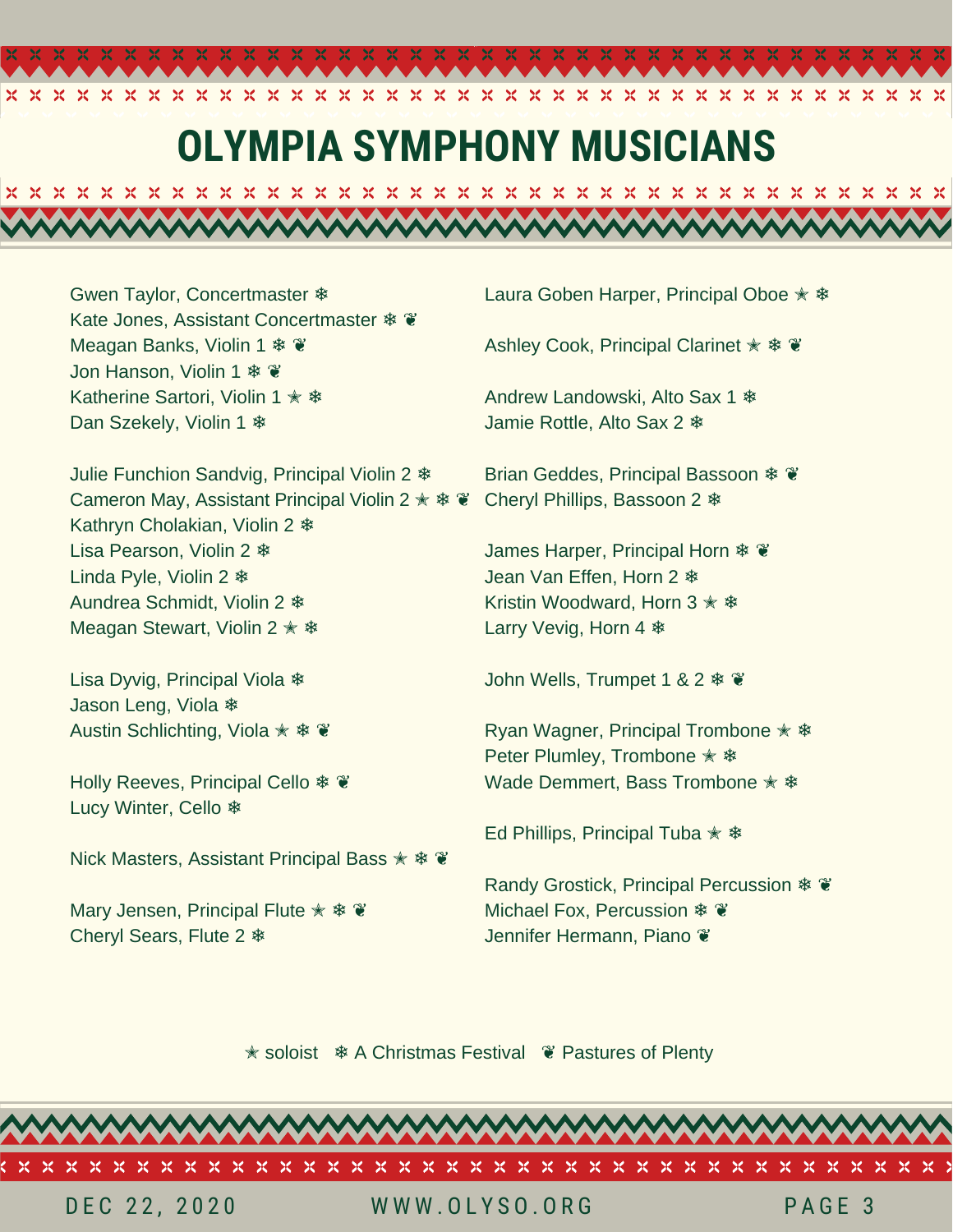# OLYMPIA SYMPHONY MUSICIANS

Gwen Taylor, Concertmaster ❄
Kate Jones, Assistant Concertmaster ❄ ❦
Meagan Banks, Violin 1 ❄ ❦
Jon Hanson, Violin 1 ❄ ❦
Katherine Sartori, Violin 1 ✭ ❄
Dan Szekely, Violin 1 ❄

Julie Funchion Sandvig, Principal Violin 2 ❄
Cameron May, Assistant Principal Violin 2 ✭ ❄ ❦
Kathryn Cholakian, Violin 2 ❄
Lisa Pearson, Violin 2 ❄
Linda Pyle, Violin 2 ❄
Aundrea Schmidt, Violin 2 ❄
Meagan Stewart, Violin 2 ✭ ❄

Lisa Dyvig, Principal Viola ❄
Jason Leng, Viola ❄
Austin Schlichting, Viola ✭ ❄ ❦

Holly Reeves, Principal Cello ❄ ❦
Lucy Winter, Cello ❄

Nick Masters, Assistant Principal Bass ✭ ❄ ❦

Mary Jensen, Principal Flute ✭ ❄ ❦
Cheryl Sears, Flute 2 ❄

Laura Goben Harper, Principal Oboe ✭ ❄

Ashley Cook, Principal Clarinet ✭ ❄ ❦

Andrew Landowski, Alto Sax 1 ❄
Jamie Rottle, Alto Sax 2 ❄

Brian Geddes, Principal Bassoon ❄ ❦
Cheryl Phillips, Bassoon 2 ❄

James Harper, Principal Horn ❄ ❦
Jean Van Effen, Horn 2 ❄
Kristin Woodward, Horn 3 ✭ ❄
Larry Vevig, Horn 4 ❄

John Wells, Trumpet 1 & 2 ❄ ❦

Ryan Wagner, Principal Trombone ✭ ❄
Peter Plumley, Trombone ✭ ❄
Wade Demmert, Bass Trombone ✭ ❄

Ed Phillips, Principal Tuba ✭ ❄

Randy Grostick, Principal Percussion ❄ ❦
Michael Fox, Percussion ❄ ❦
Jennifer Hermann, Piano ❦

✭ soloist ❄ A Christmas Festival ❦ Pastures of Plenty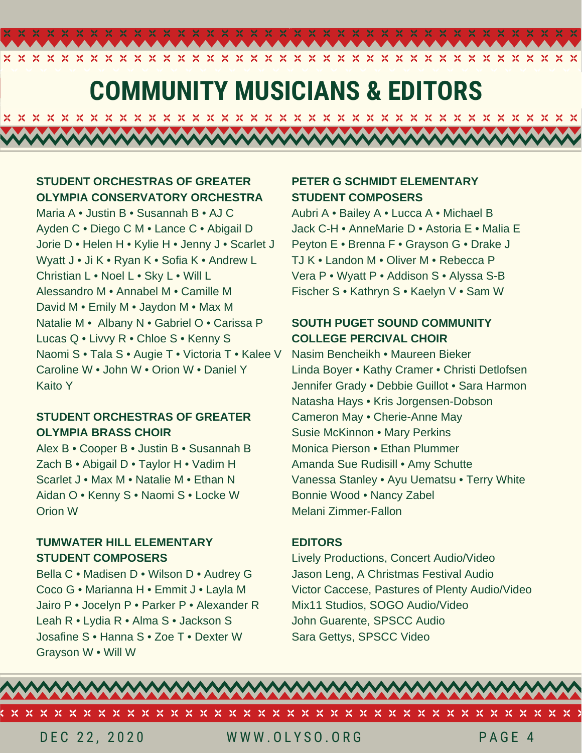# COMMUNITY MUSICIANS & EDITORS

## STUDENT ORCHESTRAS OF GREATER OLYMPIA CONSERVATORY ORCHESTRA

Maria A • Justin B • Susannah B • AJ C
Ayden C • Diego C M • Lance C • Abigail D
Jorie D • Helen H • Kylie H • Jenny J • Scarlet J
Wyatt J • Ji K • Ryan K • Sofia K • Andrew L
Christian L • Noel L • Sky L • Will L
Alessandro M • Annabel M • Camille M
David M • Emily M • Jaydon M • Max M
Natalie M • Albany N • Gabriel O • Carissa P
Lucas Q • Livvy R • Chloe S • Kenny S
Naomi S • Tala S • Augie T • Victoria T • Kalee V
Caroline W • John W • Orion W • Daniel Y
Kaito Y

## STUDENT ORCHESTRAS OF GREATER OLYMPIA BRASS CHOIR

Alex B • Cooper B • Justin B • Susannah B
Zach B • Abigail D • Taylor H • Vadim H
Scarlet J • Max M • Natalie M • Ethan N
Aidan O • Kenny S • Naomi S • Locke W
Orion W

## TUMWATER HILL ELEMENTARY STUDENT COMPOSERS

Bella C • Madisen D • Wilson D • Audrey G
Coco G • Marianna H • Emmit J • Layla M
Jairo P • Jocelyn P • Parker P • Alexander R
Leah R • Lydia R • Alma S • Jackson S
Josafine S • Hanna S • Zoe T • Dexter W
Grayson W • Will W

## PETER G SCHMIDT ELEMENTARY STUDENT COMPOSERS

Aubri A • Bailey A • Lucca A • Michael B
Jack C-H • AnneMarie D • Astoria E • Malia E
Peyton E • Brenna F • Grayson G • Drake J
TJ K • Landon M • Oliver M • Rebecca P
Vera P • Wyatt P • Addison S • Alyssa S-B
Fischer S • Kathryn S • Kaelyn V • Sam W

## SOUTH PUGET SOUND COMMUNITY COLLEGE PERCIVAL CHOIR

Nasim Bencheikh • Maureen Bieker
Linda Boyer • Kathy Cramer • Christi Detlofsen
Jennifer Grady • Debbie Guillot • Sara Harmon
Natasha Hays • Kris Jorgensen-Dobson
Cameron May • Cherie-Anne May
Susie McKinnon • Mary Perkins
Monica Pierson • Ethan Plummer
Amanda Sue Rudisill • Amy Schutte
Vanessa Stanley • Ayu Uematsu • Terry White
Bonnie Wood • Nancy Zabel
Melani Zimmer-Fallon

## EDITORS

Lively Productions, Concert Audio/Video
Jason Leng, A Christmas Festival Audio
Victor Caccese, Pastures of Plenty Audio/Video
Mix11 Studios, SOGO Audio/Video
John Guarente, SPSCC Audio
Sara Gettys, SPSCC Video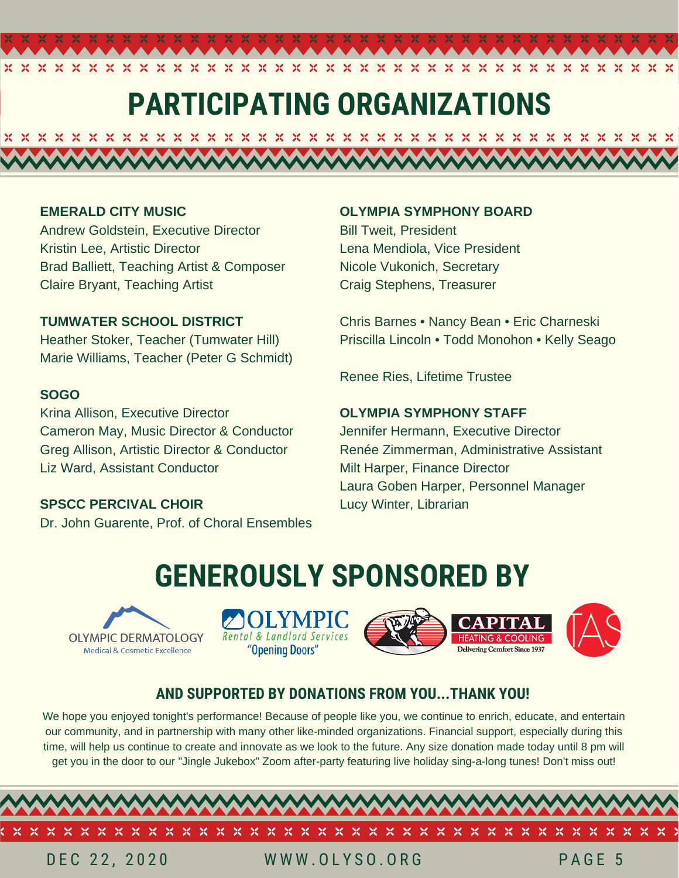# PARTICIPATING ORGANIZATIONS

**EMERALD CITY MUSIC**
Andrew Goldstein, Executive Director
Kristin Lee, Artistic Director
Brad Balliett, Teaching Artist & Composer
Claire Bryant, Teaching Artist

**TUMWATER SCHOOL DISTRICT**
Heather Stoker, Teacher (Tumwater Hill)
Marie Williams, Teacher (Peter G Schmidt)

**SOGO**
Krina Allison, Executive Director
Cameron May, Music Director & Conductor
Greg Allison, Artistic Director & Conductor
Liz Ward, Assistant Conductor

**SPSCC PERCIVAL CHOIR**
Dr. John Guarente, Prof. of Choral Ensembles

**OLYMPIA SYMPHONY BOARD**
Bill Tweit, President
Lena Mendiola, Vice President
Nicole Vukonich, Secretary
Craig Stephens, Treasurer

Chris Barnes • Nancy Bean • Eric Charneski
Priscilla Lincoln • Todd Monohon • Kelly Seago

Renee Ries, Lifetime Trustee

**OLYMPIA SYMPHONY STAFF**
Jennifer Hermann, Executive Director
Renée Zimmerman, Administrative Assistant
Milt Harper, Finance Director
Laura Goben Harper, Personnel Manager
Lucy Winter, Librarian

# GENEROUSLY SPONSORED BY

OLYMPIC DERMATOLOGY
Medical & Cosmetic Excellence

OLYMPIC
Rental & Landlord Services
"Opening Doors"

CAPITAL
HEATING & COOLING
Delivering Comfort Since 1937

TAS

## AND SUPPORTED BY DONATIONS FROM YOU...THANK YOU!

We hope you enjoyed tonight's performance! Because of people like you, we continue to enrich, educate, and entertain our community, and in partnership with many other like-minded organizations. Financial support, especially during this time, will help us continue to create and innovate as we look to the future. Any size donation made today until 8 pm will get you in the door to our "Jingle Jukebox" Zoom after-party featuring live holiday sing-a-long tunes! Don't miss out!

DEC 22, 2020 WWW.OLYSO.ORG